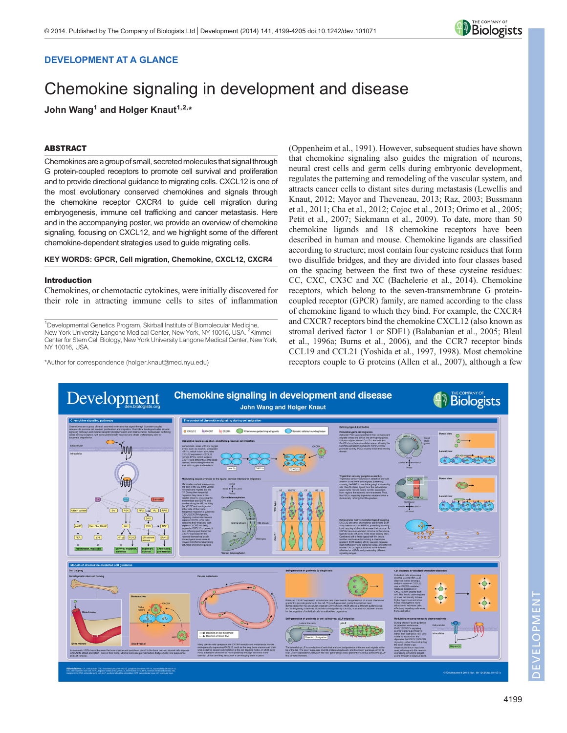# DEVELOPMENT AT A GLANCE

# Chemokine signaling in development and disease

**John Wang[1] and Holger Knaut[1,2,*]**

## ABSTRACT

Chemokines are a group of small, secreted molecules that signal through G protein-coupled receptors to promote cell survival and proliferation and to provide directional guidance to migrating cells. CXCL12 is one of the most evolutionary conserved chemokines and signals through the chemokine receptor CXCR4 to guide cell migration during embryogenesis, immune cell trafficking and cancer metastasis. Here and in the accompanying poster, we provide an overview of chemokine signaling, focusing on CXCL12, and we highlight some of the different chemokine-dependent strategies used to guide migrating cells.

**KEY WORDS: GPCR, Cell migration, Chemokine, CXCL12, CXCR4**

## Introduction

Chemokines, or chemotactic cytokines, were initially discovered for their role in attracting immune cells to sites of inflammation (Oppenheim et al., 1991). However, subsequent studies have shown that chemokine signaling also guides the migration of neurons, neural crest cells and germ cells during embryonic development, regulates the patterning and remodeling of the vascular system, and attracts cancer cells to distant sites during metastasis (Lewellis and Knaut, 2012; Mayor and Theveneau, 2013; Raz, 2003; Bussmann et al., 2011; Cha et al., 2012; Cojoc et al., 2013; Orimo et al., 2005; Petit et al., 2007; Siekmann et al., 2009). To date, more than 50 chemokine ligands and 18 chemokine receptors have been described in human and mouse. Chemokine ligands are classified according to structure; most contain four cysteine residues that form two disulfide bridges, and they are divided into four classes based on the spacing between the first two of these cysteine residues: CC, CXC, CX3C and XC (Bachelerie et al., 2014). Chemokine receptors, which belong to the seven-transmembrane G protein-coupled receptor (GPCR) family, are named according to the class of chemokine ligand to which they bind. For example, the CXCR4 and CXCR7 receptors bind the chemokine CXCL12 (also known as stromal derived factor 1 or SDF1) (Balabanian et al., 2005; Bleul et al., 1996a; Burns et al., 2006), and the CCR7 receptor binds CCL19 and CCL21 (Yoshida et al., 1997, 1998). Most chemokine receptors couple to G proteins (Allen et al., 2007), although a few

[1]Developmental Genetics Program, Skirball Institute of Biomolecular Medicine, New York University Langone Medical Center, New York, NY 10016, USA. [2]Kimmel Center for Stem Cell Biology, New York University Langone Medical Center, New York, NY 10016, USA.

*Author for correspondence (holger.knaut@med.nyu.edu)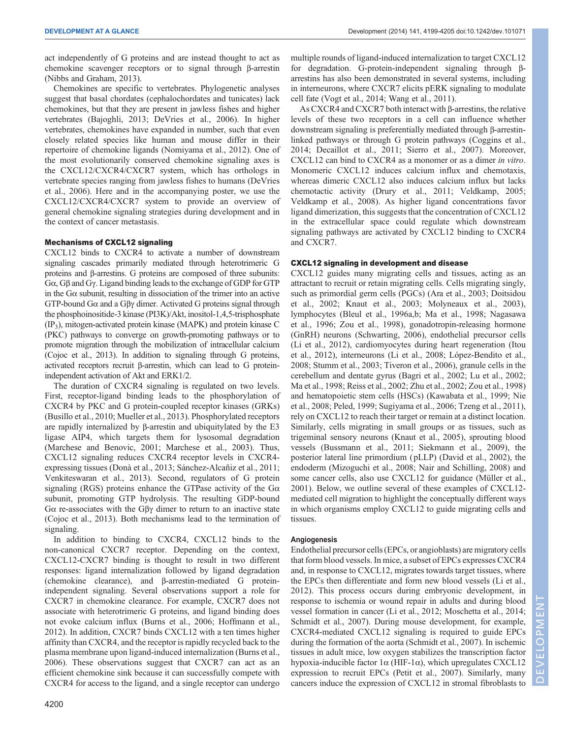act independently of G proteins and are instead thought to act as chemokine scavenger receptors or to signal through β-arrestin (Nibbs and Graham, 2013).

Chemokines are specific to vertebrates. Phylogenetic analyses suggest that basal chordates (cephalochordates and tunicates) lack chemokines, but that they are present in jawless fishes and higher vertebrates (Bajoghli, 2013; DeVries et al., 2006). In higher vertebrates, chemokines have expanded in number, such that even closely related species like human and mouse differ in their repertoire of chemokine ligands (Nomiyama et al., 2012). One of the most evolutionarily conserved chemokine signaling axes is the CXCL12/CXCR4/CXCR7 system, which has orthologs in vertebrate species ranging from jawless fishes to humans (DeVries et al., 2006). Here and in the accompanying poster, we use the CXCL12/CXCR4/CXCR7 system to provide an overview of general chemokine signaling strategies during development and in the context of cancer metastasis.

## Mechanisms of CXCL12 signaling

CXCL12 binds to CXCR4 to activate a number of downstream signaling cascades primarily mediated through heterotrimeric G proteins and β-arrestins. G proteins are composed of three subunits: Gα, Gβ and Gγ. Ligand binding leads to the exchange of GDP for GTP in the Gα subunit, resulting in dissociation of the trimer into an active GTP-bound Gα and a Gβγ dimer. Activated G proteins signal through the phosphoinositide-3 kinase (PI3K)/Akt, inositol-1,4,5-trisphosphate ($IP_3$), mitogen-activated protein kinase (MAPK) and protein kinase C (PKC) pathways to converge on growth-promoting pathways or to promote migration through the mobilization of intracellular calcium (Cojoc et al., 2013). In addition to signaling through G proteins, activated receptors recruit β-arrestin, which can lead to G protein-independent activation of Akt and ERK1/2.

The duration of CXCR4 signaling is regulated on two levels. First, receptor-ligand binding leads to the phosphorylation of CXCR4 by PKC and G protein-coupled receptor kinases (GRKs) (Busillo et al., 2010; Mueller et al., 2013). Phosphorylated receptors are rapidly internalized by β-arrestin and ubiquitylated by the E3 ligase AIP4, which targets them for lysosomal degradation (Marchese and Benovic, 2001; Marchese et al., 2003). Thus, CXCL12 signaling reduces CXCR4 receptor levels in CXCR4-expressing tissues (Donà et al., 2013; Sánchez-Alcañiz et al., 2011; Venkiteswaran et al., 2013). Second, regulators of G protein signaling (RGS) proteins enhance the GTPase activity of the Gα subunit, promoting GTP hydrolysis. The resulting GDP-bound Gα re-associates with the Gβγ dimer to return to an inactive state (Cojoc et al., 2013). Both mechanisms lead to the termination of signaling.

In addition to binding to CXCR4, CXCL12 binds to the non-canonical CXCR7 receptor. Depending on the context, CXCL12-CXCR7 binding is thought to result in two different responses: ligand internalization followed by ligand degradation (chemokine clearance), and β-arrestin-mediated G protein-independent signaling. Several observations support a role for CXCR7 in chemokine clearance. For example, CXCR7 does not associate with heterotrimeric G proteins, and ligand binding does not evoke calcium influx (Burns et al., 2006; Hoffmann et al., 2012). In addition, CXCR7 binds CXCL12 with a ten times higher affinity than CXCR4, and the receptor is rapidly recycled back to the plasma membrane upon ligand-induced internalization (Burns et al., 2006). These observations suggest that CXCR7 can act as an efficient chemokine sink because it can successfully compete with CXCR4 for access to the ligand, and a single receptor can undergo multiple rounds of ligand-induced internalization to target CXCL12 for degradation. G-protein-independent signaling through β-arrestins has also been demonstrated in several systems, including in interneurons, where CXCR7 elicits pERK signaling to modulate cell fate (Vogt et al., 2014; Wang et al., 2011).

As CXCR4 and CXCR7 both interact with β-arrestins, the relative levels of these two receptors in a cell can influence whether downstream signaling is preferentially mediated through β-arrestin-linked pathways or through G protein pathways (Coggins et al., 2014; Decaillot et al., 2011; Sierro et al., 2007). Moreover, CXCL12 can bind to CXCR4 as a monomer or as a dimer *in vitro*. Monomeric CXCL12 induces calcium influx and chemotaxis, whereas dimeric CXCL12 also induces calcium influx but lacks chemotactic activity (Drury et al., 2011; Veldkamp, 2005; Veldkamp et al., 2008). As higher ligand concentrations favor ligand dimerization, this suggests that the concentration of CXCL12 in the extracellular space could regulate which downstream signaling pathways are activated by CXCL12 binding to CXCR4 and CXCR7.

## CXCL12 signaling in development and disease

CXCL12 guides many migrating cells and tissues, acting as an attractant to recruit or retain migrating cells. Cells migrating singly, such as primordial germ cells (PGCs) (Ara et al., 2003; Doitsidou et al., 2002; Knaut et al., 2003; Molyneaux et al., 2003), lymphocytes (Bleul et al., 1996a,b; Ma et al., 1998; Nagasawa et al., 1996; Zou et al., 1998), gonadotropin-releasing hormone (GnRH) neurons (Schwarting, 2006), endothelial precursor cells (Li et al., 2012), cardiomyocytes during heart regeneration (Itou et al., 2012), interneurons (Li et al., 2008; López-Bendito et al., 2008; Stumm et al., 2003; Tiveron et al., 2006), granule cells in the cerebellum and dentate gyrus (Bagri et al., 2002; Lu et al., 2002; Ma et al., 1998; Reiss et al., 2002; Zhu et al., 2002; Zou et al., 1998) and hematopoietic stem cells (HSCs) (Kawabata et al., 1999; Nie et al., 2008; Peled, 1999; Sugiyama et al., 2006; Tzeng et al., 2011), rely on CXCL12 to reach their target or remain at a distinct location. Similarly, cells migrating in small groups or as tissues, such as trigeminal sensory neurons (Knaut et al., 2005), sprouting blood vessels (Bussmann et al., 2011; Siekmann et al., 2009), the posterior lateral line primordium (pLLP) (David et al., 2002), the endoderm (Mizoguchi et al., 2008; Nair and Schilling, 2008) and some cancer cells, also use CXCL12 for guidance (Müller et al., 2001). Below, we outline several of these examples of CXCL12-mediated cell migration to highlight the conceptually different ways in which organisms employ CXCL12 to guide migrating cells and tissues.

### Angiogenesis

Endothelial precursor cells (EPCs, or angioblasts) are migratory cells that form blood vessels. In mice, a subset of EPCs expresses CXCR4 and, in response to CXCL12, migrates towards target tissues, where the EPCs then differentiate and form new blood vessels (Li et al., 2012). This process occurs during embryonic development, in response to ischemia or wound repair in adults and during blood vessel formation in cancer (Li et al., 2012; Moschetta et al., 2014; Schmidt et al., 2007). During mouse development, for example, CXCR4-mediated CXCL12 signaling is required to guide EPCs during the formation of the aorta (Schmidt et al., 2007). In ischemic tissues in adult mice, low oxygen stabilizes the transcription factor hypoxia-inducible factor 1α (HIF-1α), which upregulates CXCL12 expression to recruit EPCs (Petit et al., 2007). Similarly, many cancers induce the expression of CXCL12 in stromal fibroblasts to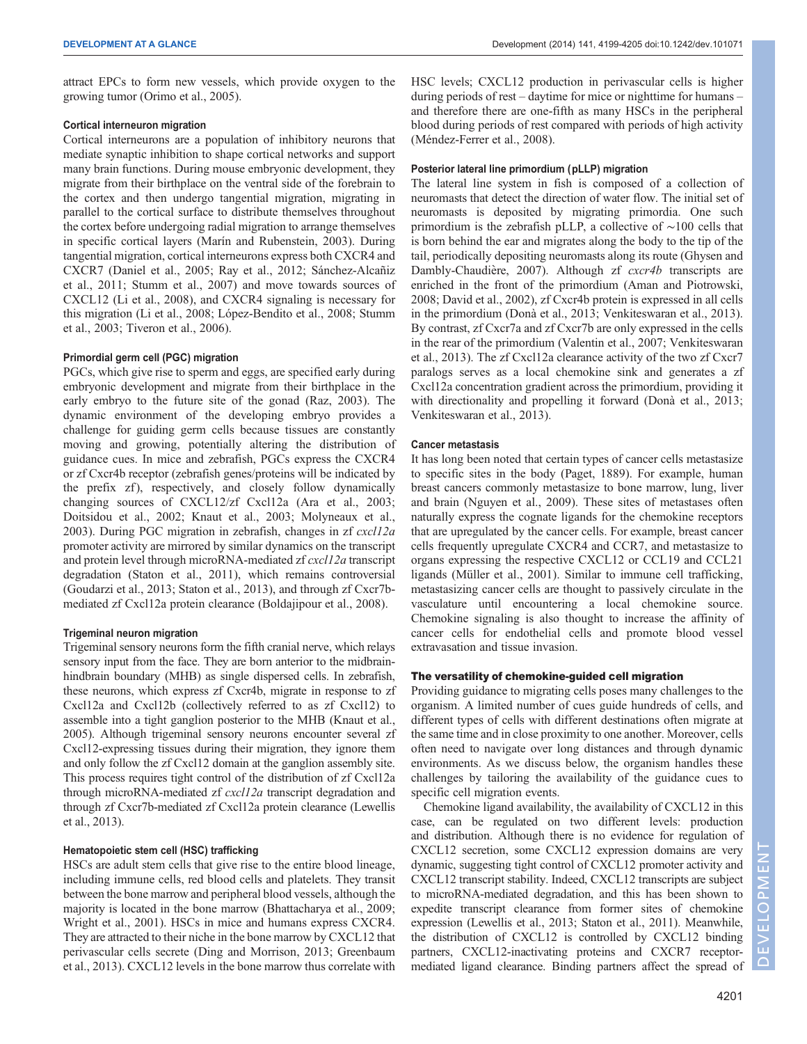attract EPCs to form new vessels, which provide oxygen to the growing tumor (Orimo et al., 2005).

#### Cortical interneuron migration

Cortical interneurons are a population of inhibitory neurons that mediate synaptic inhibition to shape cortical networks and support many brain functions. During mouse embryonic development, they migrate from their birthplace on the ventral side of the forebrain to the cortex and then undergo tangential migration, migrating in parallel to the cortical surface to distribute themselves throughout the cortex before undergoing radial migration to arrange themselves in specific cortical layers (Marín and Rubenstein, 2003). During tangential migration, cortical interneurons express both CXCR4 and CXCR7 (Daniel et al., 2005; Ray et al., 2012; Sánchez-Alcañiz et al., 2011; Stumm et al., 2007) and move towards sources of CXCL12 (Li et al., 2008), and CXCR4 signaling is necessary for this migration (Li et al., 2008; López-Bendito et al., 2008; Stumm et al., 2003; Tiveron et al., 2006).

#### Primordial germ cell (PGC) migration

PGCs, which give rise to sperm and eggs, are specified early during embryonic development and migrate from their birthplace in the early embryo to the future site of the gonad (Raz, 2003). The dynamic environment of the developing embryo provides a challenge for guiding germ cells because tissues are constantly moving and growing, potentially altering the distribution of guidance cues. In mice and zebrafish, PGCs express the CXCR4 or zf Cxcr4b receptor (zebrafish genes/proteins will be indicated by the prefix zf), respectively, and closely follow dynamically changing sources of CXCL12/zf Cxcl12a (Ara et al., 2003; Doitsidou et al., 2002; Knaut et al., 2003; Molyneaux et al., 2003). During PGC migration in zebrafish, changes in zf *cxcl12a* promoter activity are mirrored by similar dynamics on the transcript and protein level through microRNA-mediated zf *cxcl12a* transcript degradation (Staton et al., 2011), which remains controversial (Goudarzi et al., 2013; Staton et al., 2013), and through zf Cxcr7b-mediated zf Cxcl12a protein clearance (Boldajipour et al., 2008).

#### Trigeminal neuron migration

Trigeminal sensory neurons form the fifth cranial nerve, which relays sensory input from the face. They are born anterior to the midbrain-hindbrain boundary (MHB) as single dispersed cells. In zebrafish, these neurons, which express zf Cxcr4b, migrate in response to zf Cxcl12a and Cxcl12b (collectively referred to as zf Cxcl12) to assemble into a tight ganglion posterior to the MHB (Knaut et al., 2005). Although trigeminal sensory neurons encounter several zf Cxcl12-expressing tissues during their migration, they ignore them and only follow the zf Cxcl12 domain at the ganglion assembly site. This process requires tight control of the distribution of zf Cxcl12a through microRNA-mediated zf *cxcl12a* transcript degradation and through zf Cxcr7b-mediated zf Cxcl12a protein clearance (Lewellis et al., 2013).

#### Hematopoietic stem cell (HSC) trafficking

HSCs are adult stem cells that give rise to the entire blood lineage, including immune cells, red blood cells and platelets. They transit between the bone marrow and peripheral blood vessels, although the majority is located in the bone marrow (Bhattacharya et al., 2009; Wright et al., 2001). HSCs in mice and humans express CXCR4. They are attracted to their niche in the bone marrow by CXCL12 that perivascular cells secrete (Ding and Morrison, 2013; Greenbaum et al., 2013). CXCL12 levels in the bone marrow thus correlate with HSC levels; CXCL12 production in perivascular cells is higher during periods of rest – daytime for mice or nighttime for humans – and therefore there are one-fifth as many HSCs in the peripheral blood during periods of rest compared with periods of high activity (Méndez-Ferrer et al., 2008).

#### Posterior lateral line primordium (pLLP) migration

The lateral line system in fish is composed of a collection of neuromasts that detect the direction of water flow. The initial set of neuromasts is deposited by migrating primordia. One such primordium is the zebrafish pLLP, a collective of ∼100 cells that is born behind the ear and migrates along the body to the tip of the tail, periodically depositing neuromasts along its route (Ghysen and Dambly-Chaudière, 2007). Although zf *cxcr4b* transcripts are enriched in the front of the primordium (Aman and Piotrowski, 2008; David et al., 2002), zf Cxcr4b protein is expressed in all cells in the primordium (Donà et al., 2013; Venkiteswaran et al., 2013). By contrast, zf Cxcr7a and zf Cxcr7b are only expressed in the cells in the rear of the primordium (Valentin et al., 2007; Venkiteswaran et al., 2013). The zf Cxcl12a clearance activity of the two zf Cxcr7 paralogs serves as a local chemokine sink and generates a zf Cxcl12a concentration gradient across the primordium, providing it with directionality and propelling it forward (Donà et al., 2013; Venkiteswaran et al., 2013).

#### Cancer metastasis

It has long been noted that certain types of cancer cells metastasize to specific sites in the body (Paget, 1889). For example, human breast cancers commonly metastasize to bone marrow, lung, liver and brain (Nguyen et al., 2009). These sites of metastases often naturally express the cognate ligands for the chemokine receptors that are upregulated by the cancer cells. For example, breast cancer cells frequently upregulate CXCR4 and CCR7, and metastasize to organs expressing the respective CXCL12 or CCL19 and CCL21 ligands (Müller et al., 2001). Similar to immune cell trafficking, metastasizing cancer cells are thought to passively circulate in the vasculature until encountering a local chemokine source. Chemokine signaling is also thought to increase the affinity of cancer cells for endothelial cells and promote blood vessel extravasation and tissue invasion.

### The versatility of chemokine-guided cell migration

Providing guidance to migrating cells poses many challenges to the organism. A limited number of cues guide hundreds of cells, and different types of cells with different destinations often migrate at the same time and in close proximity to one another. Moreover, cells often need to navigate over long distances and through dynamic environments. As we discuss below, the organism handles these challenges by tailoring the availability of the guidance cues to specific cell migration events.

Chemokine ligand availability, the availability of CXCL12 in this case, can be regulated on two different levels: production and distribution. Although there is no evidence for regulation of CXCL12 secretion, some CXCL12 expression domains are very dynamic, suggesting tight control of CXCL12 promoter activity and CXCL12 transcript stability. Indeed, CXCL12 transcripts are subject to microRNA-mediated degradation, and this has been shown to expedite transcript clearance from former sites of chemokine expression (Lewellis et al., 2013; Staton et al., 2011). Meanwhile, the distribution of CXCL12 is controlled by CXCL12 binding partners, CXCL12-inactivating proteins and CXCR7 receptor-mediated ligand clearance. Binding partners affect the spread of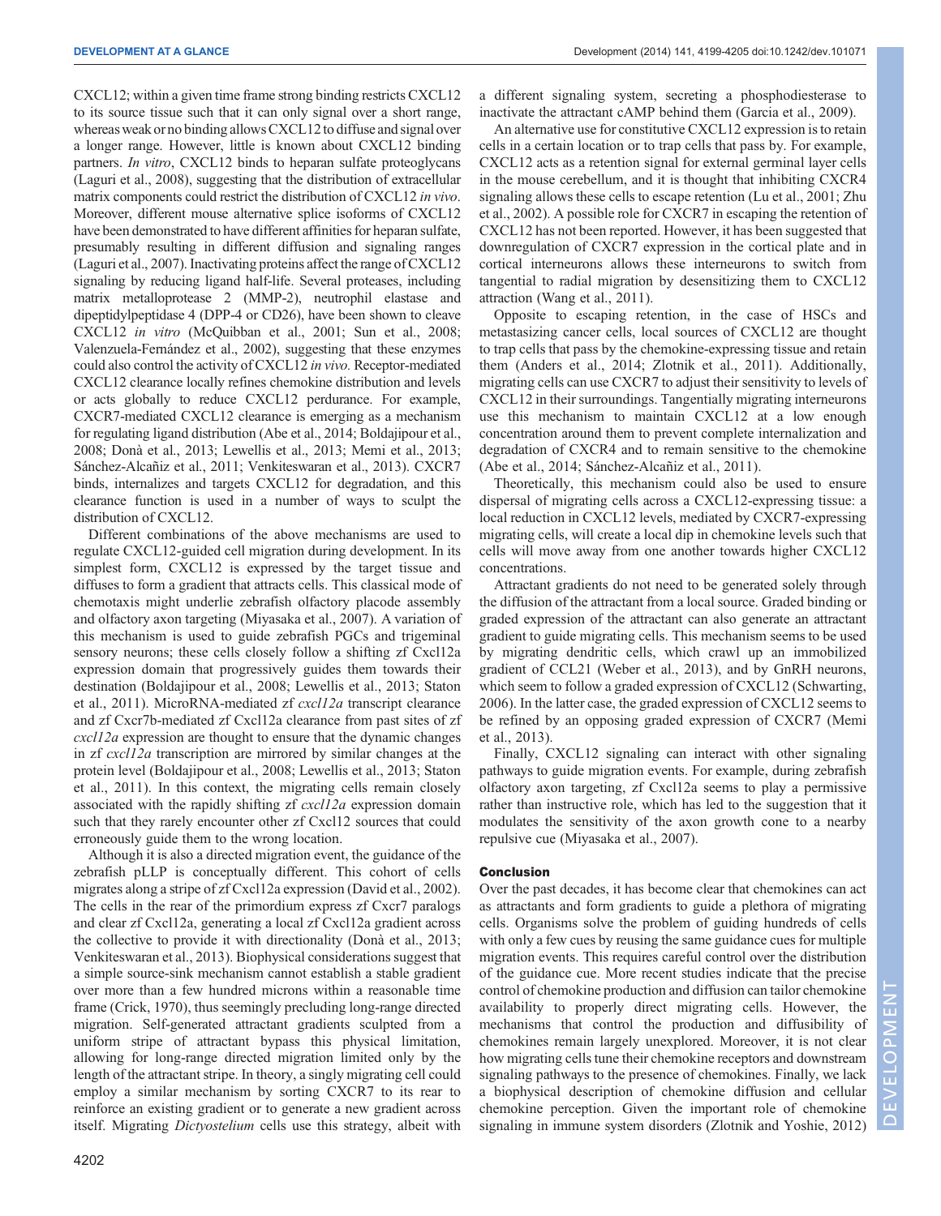CXCL12; within a given time frame strong binding restricts CXCL12 to its source tissue such that it can only signal over a short range, whereas weak or no binding allows CXCL12 to diffuse and signal over a longer range. However, little is known about CXCL12 binding partners. *In vitro*, CXCL12 binds to heparan sulfate proteoglycans (Laguri et al., 2008), suggesting that the distribution of extracellular matrix components could restrict the distribution of CXCL12 *in vivo*. Moreover, different mouse alternative splice isoforms of CXCL12 have been demonstrated to have different affinities for heparan sulfate, presumably resulting in different diffusion and signaling ranges (Laguri et al., 2007). Inactivating proteins affect the range of CXCL12 signaling by reducing ligand half-life. Several proteases, including matrix metalloprotease 2 (MMP-2), neutrophil elastase and dipeptidylpeptidase 4 (DPP-4 or CD26), have been shown to cleave CXCL12 *in vitro* (McQuibban et al., 2001; Sun et al., 2008; Valenzuela-Fernández et al., 2002), suggesting that these enzymes could also control the activity of CXCL12 *in vivo*. Receptor-mediated CXCL12 clearance locally refines chemokine distribution and levels or acts globally to reduce CXCL12 perdurance. For example, CXCR7-mediated CXCL12 clearance is emerging as a mechanism for regulating ligand distribution (Abe et al., 2014; Boldajipour et al., 2008; Donà et al., 2013; Lewellis et al., 2013; Memi et al., 2013; Sánchez-Alcañiz et al., 2011; Venkiteswaran et al., 2013). CXCR7 binds, internalizes and targets CXCL12 for degradation, and this clearance function is used in a number of ways to sculpt the distribution of CXCL12.

Different combinations of the above mechanisms are used to regulate CXCL12-guided cell migration during development. In its simplest form, CXCL12 is expressed by the target tissue and diffuses to form a gradient that attracts cells. This classical mode of chemotaxis might underlie zebrafish olfactory placode assembly and olfactory axon targeting (Miyasaka et al., 2007). A variation of this mechanism is used to guide zebrafish PGCs and trigeminal sensory neurons; these cells closely follow a shifting zf Cxcl12a expression domain that progressively guides them towards their destination (Boldajipour et al., 2008; Lewellis et al., 2013; Staton et al., 2011). MicroRNA-mediated zf *cxcl12a* transcript clearance and zf Cxcr7b-mediated zf Cxcl12a clearance from past sites of zf *cxcl12a* expression are thought to ensure that the dynamic changes in zf *cxcl12a* transcription are mirrored by similar changes at the protein level (Boldajipour et al., 2008; Lewellis et al., 2013; Staton et al., 2011). In this context, the migrating cells remain closely associated with the rapidly shifting zf *cxcl12a* expression domain such that they rarely encounter other zf Cxcl12 sources that could erroneously guide them to the wrong location.

Although it is also a directed migration event, the guidance of the zebrafish pLLP is conceptually different. This cohort of cells migrates along a stripe of zf Cxcl12a expression (David et al., 2002). The cells in the rear of the primordium express zf Cxcr7 paralogs and clear zf Cxcl12a, generating a local zf Cxcl12a gradient across the collective to provide it with directionality (Donà et al., 2013; Venkiteswaran et al., 2013). Biophysical considerations suggest that a simple source-sink mechanism cannot establish a stable gradient over more than a few hundred microns within a reasonable time frame (Crick, 1970), thus seemingly precluding long-range directed migration. Self-generated attractant gradients sculpted from a uniform stripe of attractant bypass this physical limitation, allowing for long-range directed migration limited only by the length of the attractant stripe. In theory, a singly migrating cell could employ a similar mechanism by sorting CXCR7 to its rear to reinforce an existing gradient or to generate a new gradient across itself. Migrating *Dictyostelium* cells use this strategy, albeit with a different signaling system, secreting a phosphodiesterase to inactivate the attractant cAMP behind them (Garcia et al., 2009).

An alternative use for constitutive CXCL12 expression is to retain cells in a certain location or to trap cells that pass by. For example, CXCL12 acts as a retention signal for external germinal layer cells in the mouse cerebellum, and it is thought that inhibiting CXCR4 signaling allows these cells to escape retention (Lu et al., 2001; Zhu et al., 2002). A possible role for CXCR7 in escaping the retention of CXCL12 has not been reported. However, it has been suggested that downregulation of CXCR7 expression in the cortical plate and in cortical interneurons allows these interneurons to switch from tangential to radial migration by desensitizing them to CXCL12 attraction (Wang et al., 2011).

Opposite to escaping retention, in the case of HSCs and metastasizing cancer cells, local sources of CXCL12 are thought to trap cells that pass by the chemokine-expressing tissue and retain them (Anders et al., 2014; Zlotnik et al., 2011). Additionally, migrating cells can use CXCR7 to adjust their sensitivity to levels of CXCL12 in their surroundings. Tangentially migrating interneurons use this mechanism to maintain CXCL12 at a low enough concentration around them to prevent complete internalization and degradation of CXCR4 and to remain sensitive to the chemokine (Abe et al., 2014; Sánchez-Alcañiz et al., 2011).

Theoretically, this mechanism could also be used to ensure dispersal of migrating cells across a CXCL12-expressing tissue: a local reduction in CXCL12 levels, mediated by CXCR7-expressing migrating cells, will create a local dip in chemokine levels such that cells will move away from one another towards higher CXCL12 concentrations.

Attractant gradients do not need to be generated solely through the diffusion of the attractant from a local source. Graded binding or graded expression of the attractant can also generate an attractant gradient to guide migrating cells. This mechanism seems to be used by migrating dendritic cells, which crawl up an immobilized gradient of CCL21 (Weber et al., 2013), and by GnRH neurons, which seem to follow a graded expression of CXCL12 (Schwarting, 2006). In the latter case, the graded expression of CXCL12 seems to be refined by an opposing graded expression of CXCR7 (Memi et al., 2013).

Finally, CXCL12 signaling can interact with other signaling pathways to guide migration events. For example, during zebrafish olfactory axon targeting, zf Cxcl12a seems to play a permissive rather than instructive role, which has led to the suggestion that it modulates the sensitivity of the axon growth cone to a nearby repulsive cue (Miyasaka et al., 2007).

## Conclusion

Over the past decades, it has become clear that chemokines can act as attractants and form gradients to guide a plethora of migrating cells. Organisms solve the problem of guiding hundreds of cells with only a few cues by reusing the same guidance cues for multiple migration events. This requires careful control over the distribution of the guidance cue. More recent studies indicate that the precise control of chemokine production and diffusion can tailor chemokine availability to properly direct migrating cells. However, the mechanisms that control the production and diffusibility of chemokines remain largely unexplored. Moreover, it is not clear how migrating cells tune their chemokine receptors and downstream signaling pathways to the presence of chemokines. Finally, we lack a biophysical description of chemokine diffusion and cellular chemokine perception. Given the important role of chemokine signaling in immune system disorders (Zlotnik and Yoshie, 2012)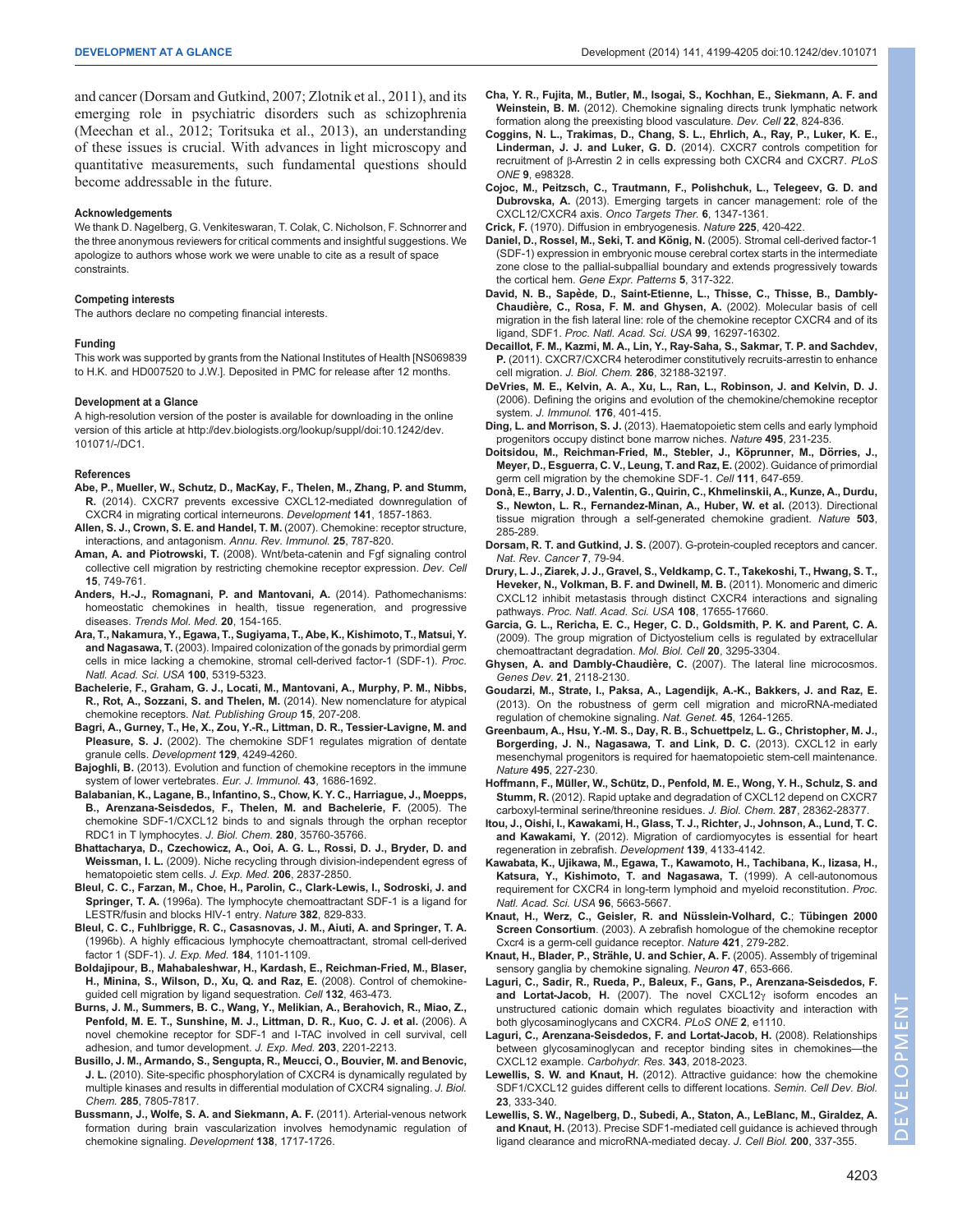and cancer (Dorsam and Gutkind, 2007; Zlotnik et al., 2011), and its emerging role in psychiatric disorders such as schizophrenia (Meechan et al., 2012; Toritsuka et al., 2013), an understanding of these issues is crucial. With advances in light microscopy and quantitative measurements, such fundamental questions should become addressable in the future.

#### Acknowledgements

We thank D. Nagelberg, G. Venkiteswaran, T. Colak, C. Nicholson, F. Schnorrer and the three anonymous reviewers for critical comments and insightful suggestions. We apologize to authors whose work we were unable to cite as a result of space constraints.

#### Competing interests

The authors declare no competing financial interests.

#### Funding

This work was supported by grants from the National Institutes of Health [NS069839 to H.K. and HD007520 to J.W.]. Deposited in PMC for release after 12 months.

#### Development at a Glance

A high-resolution version of the poster is available for downloading in the online version of this article at http://dev.biologists.org/lookup/suppl/doi:10.1242/dev.101071/-/DC1.

#### References

**Abe, P., Mueller, W., Schutz, D., MacKay, F., Thelen, M., Zhang, P. and Stumm, R.** (2014). CXCR7 prevents excessive CXCL12-mediated downregulation of CXCR4 in migrating cortical interneurons. *Development* **141**, 1857-1863.

**Allen, S. J., Crown, S. E. and Handel, T. M.** (2007). Chemokine: receptor structure, interactions, and antagonism. *Annu. Rev. Immunol.* **25**, 787-820.

**Aman, A. and Piotrowski, T.** (2008). Wnt/beta-catenin and Fgf signaling control collective cell migration by restricting chemokine receptor expression. *Dev. Cell* **15**, 749-761.

**Anders, H.-J., Romagnani, P. and Mantovani, A.** (2014). Pathomechanisms: homeostatic chemokines in health, tissue regeneration, and progressive diseases. *Trends Mol. Med.* **20**, 154-165.

**Ara, T., Nakamura, Y., Egawa, T., Sugiyama, T., Abe, K., Kishimoto, T., Matsui, Y. and Nagasawa, T.** (2003). Impaired colonization of the gonads by primordial germ cells in mice lacking a chemokine, stromal cell-derived factor-1 (SDF-1). *Proc. Natl. Acad. Sci. USA* **100**, 5319-5323.

**Bachelerie, F., Graham, G. J., Locati, M., Mantovani, A., Murphy, P. M., Nibbs, R., Rot, A., Sozzani, S. and Thelen, M.** (2014). New nomenclature for atypical chemokine receptors. *Nat. Publishing Group* **15**, 207-208.

**Bagri, A., Gurney, T., He, X., Zou, Y.-R., Littman, D. R., Tessier-Lavigne, M. and Pleasure, S. J.** (2002). The chemokine SDF1 regulates migration of dentate granule cells. *Development* **129**, 4249-4260.

**Bajoghli, B.** (2013). Evolution and function of chemokine receptors in the immune system of lower vertebrates. *Eur. J. Immunol.* **43**, 1686-1692.

**Balabanian, K., Lagane, B., Infantino, S., Chow, K. Y. C., Harriague, J., Moepps, B., Arenzana-Seisdedos, F., Thelen, M. and Bachelerie, F.** (2005). The chemokine SDF-1/CXCL12 binds to and signals through the orphan receptor RDC1 in T lymphocytes. *J. Biol. Chem.* **280**, 35760-35766.

**Bhattacharya, D., Czechowicz, A., Ooi, A. G. L., Rossi, D. J., Bryder, D. and Weissman, I. L.** (2009). Niche recycling through division-independent egress of hematopoietic stem cells. *J. Exp. Med.* **206**, 2837-2850.

**Bleul, C. C., Farzan, M., Choe, H., Parolin, C., Clark-Lewis, I., Sodroski, J. and Springer, T. A.** (1996a). The lymphocyte chemoattractant SDF-1 is a ligand for LESTR/fusin and blocks HIV-1 entry. *Nature* **382**, 829-833.

**Bleul, C. C., Fuhlbrigge, R. C., Casasnovas, J. M., Aiuti, A. and Springer, T. A.** (1996b). A highly efficacious lymphocyte chemoattractant, stromal cell-derived factor 1 (SDF-1). *J. Exp. Med.* **184**, 1101-1109.

**Boldajipour, B., Mahabaleshwar, H., Kardash, E., Reichman-Fried, M., Blaser, H., Minina, S., Wilson, D., Xu, Q. and Raz, E.** (2008). Control of chemokine-guided cell migration by ligand sequestration. *Cell* **132**, 463-473.

**Burns, J. M., Summers, B. C., Wang, Y., Melikian, A., Berahovich, R., Miao, Z., Penfold, M. E. T., Sunshine, M. J., Littman, D. R., Kuo, C. J. et al.** (2006). A novel chemokine receptor for SDF-1 and I-TAC involved in cell survival, cell adhesion, and tumor development. *J. Exp. Med.* **203**, 2201-2213.

**Busillo, J. M., Armando, S., Sengupta, R., Meucci, O., Bouvier, M. and Benovic, J. L.** (2010). Site-specific phosphorylation of CXCR4 is dynamically regulated by multiple kinases and results in differential modulation of CXCR4 signaling. *J. Biol. Chem.* **285**, 7805-7817.

**Bussmann, J., Wolfe, S. A. and Siekmann, A. F.** (2011). Arterial-venous network formation during brain vascularization involves hemodynamic regulation of chemokine signaling. *Development* **138**, 1717-1726.

**Cha, Y. R., Fujita, M., Butler, M., Isogai, S., Kochhan, E., Siekmann, A. F. and Weinstein, B. M.** (2012). Chemokine signaling directs trunk lymphatic network formation along the preexisting blood vasculature. *Dev. Cell* **22**, 824-836.

**Coggins, N. L., Trakimas, D., Chang, S. L., Ehrlich, A., Ray, P., Luker, K. E., Linderman, J. J. and Luker, G. D.** (2014). CXCR7 controls competition for recruitment of β-Arrestin 2 in cells expressing both CXCR4 and CXCR7. *PLoS ONE* **9**, e98328.

**Cojoc, M., Peitzsch, C., Trautmann, F., Polishchuk, L., Telegeev, G. D. and Dubrovska, A.** (2013). Emerging targets in cancer management: role of the CXCL12/CXCR4 axis. *Onco Targets Ther.* **6**, 1347-1361.

**Crick, F.** (1970). Diffusion in embryogenesis. *Nature* **225**, 420-422.

**Daniel, D., Rossel, M., Seki, T. and König, N.** (2005). Stromal cell-derived factor-1 (SDF-1) expression in embryonic mouse cerebral cortex starts in the intermediate zone close to the pallial-subpallial boundary and extends progressively towards the cortical hem. *Gene Expr. Patterns* **5**, 317-322.

**David, N. B., Sapède, D., Saint-Etienne, L., Thisse, C., Thisse, B., Dambly-Chaudière, C., Rosa, F. M. and Ghysen, A.** (2002). Molecular basis of cell migration in the fish lateral line: role of the chemokine receptor CXCR4 and of its ligand, SDF1. *Proc. Natl. Acad. Sci. USA* **99**, 16297-16302.

**Decaillot, F. M., Kazmi, M. A., Lin, Y., Ray-Saha, S., Sakmar, T. P. and Sachdev, P.** (2011). CXCR7/CXCR4 heterodimer constitutively recruits-arrestin to enhance cell migration. *J. Biol. Chem.* **286**, 32188-32197.

**DeVries, M. E., Kelvin, A. A., Xu, L., Ran, L., Robinson, J. and Kelvin, D. J.** (2006). Defining the origins and evolution of the chemokine/chemokine receptor system. *J. Immunol.* **176**, 401-415.

**Ding, L. and Morrison, S. J.** (2013). Haematopoietic stem cells and early lymphoid progenitors occupy distinct bone marrow niches. *Nature* **495**, 231-235.

**Doitsidou, M., Reichman-Fried, M., Stebler, J., Köprunner, M., Dörries, J., Meyer, D., Esguerra, C. V., Leung, T. and Raz, E.** (2002). Guidance of primordial germ cell migration by the chemokine SDF-1. *Cell* **111**, 647-659.

**Donà, E., Barry, J. D., Valentin, G., Quirin, C., Khmelinskii, A., Kunze, A., Durdu, S., Newton, L. R., Fernandez-Minan, A., Huber, W. et al.** (2013). Directional tissue migration through a self-generated chemokine gradient. *Nature* **503**, 285-289.

**Dorsam, R. T. and Gutkind, J. S.** (2007). G-protein-coupled receptors and cancer. *Nat. Rev. Cancer* **7**, 79-94.

**Drury, L. J., Ziarek, J. J., Gravel, S., Veldkamp, C. T., Takekoshi, T., Hwang, S. T., Heveker, N., Volkman, B. F. and Dwinell, M. B.** (2011). Monomeric and dimeric CXCL12 inhibit metastasis through distinct CXCR4 interactions and signaling pathways. *Proc. Natl. Acad. Sci. USA* **108**, 17655-17660.

**Garcia, G. L., Rericha, E. C., Heger, C. D., Goldsmith, P. K. and Parent, C. A.** (2009). The group migration of Dictyostelium cells is regulated by extracellular chemoattractant degradation. *Mol. Biol. Cell* **20**, 3295-3304.

**Ghysen, A. and Dambly-Chaudière, C.** (2007). The lateral line microcosmos. *Genes Dev.* **21**, 2118-2130.

**Goudarzi, M., Strate, I., Paksa, A., Lagendijk, A.-K., Bakkers, J. and Raz, E.** (2013). On the robustness of germ cell migration and microRNA-mediated regulation of chemokine signaling. *Nat. Genet.* **45**, 1264-1265.

**Greenbaum, A., Hsu, Y.-M. S., Day, R. B., Schuettpelz, L. G., Christopher, M. J., Borgerding, J. N., Nagasawa, T. and Link, D. C.** (2013). CXCL12 in early mesenchymal progenitors is required for haematopoietic stem-cell maintenance. *Nature* **495**, 227-230.

**Hoffmann, F., Müller, W., Schütz, D., Penfold, M. E., Wong, Y. H., Schulz, S. and Stumm, R.** (2012). Rapid uptake and degradation of CXCL12 depend on CXCR7 carboxyl-terminal serine/threonine residues. *J. Biol. Chem.* **287**, 28362-28377.

**Itou, J., Oishi, I., Kawakami, H., Glass, T. J., Richter, J., Johnson, A., Lund, T. C. and Kawakami, Y.** (2012). Migration of cardiomyocytes is essential for heart regeneration in zebrafish. *Development* **139**, 4133-4142.

**Kawabata, K., Ujikawa, M., Egawa, T., Kawamoto, H., Tachibana, K., Iizasa, H., Katsura, Y., Kishimoto, T. and Nagasawa, T.** (1999). A cell-autonomous requirement for CXCR4 in long-term lymphoid and myeloid reconstitution. *Proc. Natl. Acad. Sci. USA* **96**, 5663-5667.

**Knaut, H., Werz, C., Geisler, R. and Nüsslein-Volhard, C.; Tübingen 2000 Screen Consortium**. (2003). A zebrafish homologue of the chemokine receptor Cxcr4 is a germ-cell guidance receptor. *Nature* **421**, 279-282.

**Knaut, H., Blader, P., Strähle, U. and Schier, A. F.** (2005). Assembly of trigeminal sensory ganglia by chemokine signaling. *Neuron* **47**, 653-666.

**Laguri, C., Sadir, R., Rueda, P., Baleux, F., Gans, P., Arenzana-Seisdedos, F. and Lortat-Jacob, H.** (2007). The novel CXCL12γ isoform encodes an unstructured cationic domain which regulates bioactivity and interaction with both glycosaminoglycans and CXCR4. *PLoS ONE* **2**, e1110.

**Laguri, C., Arenzana-Seisdedos, F. and Lortat-Jacob, H.** (2008). Relationships between glycosaminoglycan and receptor binding sites in chemokines—the CXCL12 example. *Carbohydr. Res.* **343**, 2018-2023.

**Lewellis, S. W. and Knaut, H.** (2012). Attractive guidance: how the chemokine SDF1/CXCL12 guides different cells to different locations. *Semin. Cell Dev. Biol.* **23**, 333-340.

**Lewellis, S. W., Nagelberg, D., Subedi, A., Staton, A., LeBlanc, M., Giraldez, A. and Knaut, H.** (2013). Precise SDF1-mediated cell guidance is achieved through ligand clearance and microRNA-mediated decay. *J. Cell Biol.* **200**, 337-355.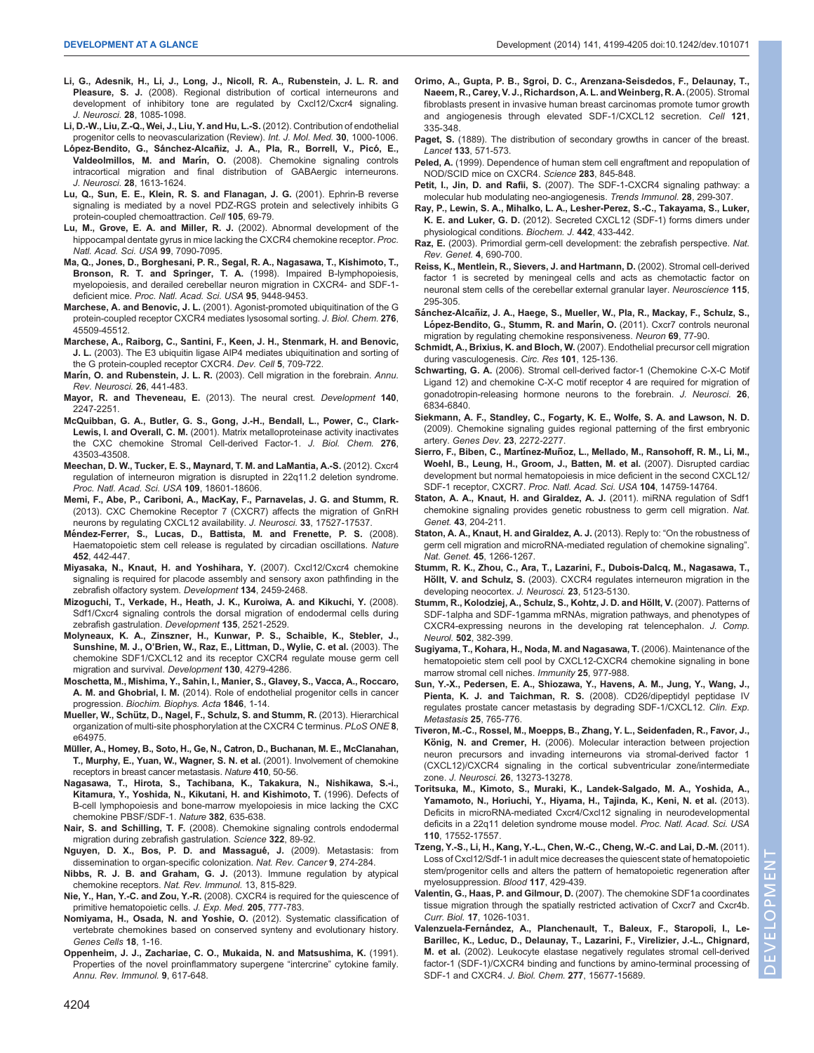**Li, G., Adesnik, H., Li, J., Long, J., Nicoll, R. A., Rubenstein, J. L. R. and Pleasure, S. J.** (2008). Regional distribution of cortical interneurons and development of inhibitory tone are regulated by Cxcl12/Cxcr4 signaling. *J. Neurosci.* **28**, 1085-1098.

**Li, D.-W., Liu, Z.-Q., Wei, J., Liu, Y. and Hu, L.-S.** (2012). Contribution of endothelial progenitor cells to neovascularization (Review). *Int. J. Mol. Med.* **30**, 1000-1006.

**López-Bendito, G., Sánchez-Alcañiz, J. A., Pla, R., Borrell, V., Picó, E., Valdeolmillos, M. and Marín, O.** (2008). Chemokine signaling controls intracortical migration and final distribution of GABAergic interneurons. *J. Neurosci.* **28**, 1613-1624.

**Lu, Q., Sun, E. E., Klein, R. S. and Flanagan, J. G.** (2001). Ephrin-B reverse signaling is mediated by a novel PDZ-RGS protein and selectively inhibits G protein-coupled chemoattraction. *Cell* **105**, 69-79.

**Lu, M., Grove, E. A. and Miller, R. J.** (2002). Abnormal development of the hippocampal dentate gyrus in mice lacking the CXCR4 chemokine receptor. *Proc. Natl. Acad. Sci. USA* **99**, 7090-7095.

**Ma, Q., Jones, D., Borghesani, P. R., Segal, R. A., Nagasawa, T., Kishimoto, T., Bronson, R. T. and Springer, T. A.** (1998). Impaired B-lymphopoiesis, myelopoiesis, and derailed cerebellar neuron migration in CXCR4- and SDF-1-deficient mice. *Proc. Natl. Acad. Sci. USA* **95**, 9448-9453.

**Marchese, A. and Benovic, J. L.** (2001). Agonist-promoted ubiquitination of the G protein-coupled receptor CXCR4 mediates lysosomal sorting. *J. Biol. Chem.* **276**, 45509-45512.

**Marchese, A., Raiborg, C., Santini, F., Keen, J. H., Stenmark, H. and Benovic, J. L.** (2003). The E3 ubiquitin ligase AIP4 mediates ubiquitination and sorting of the G protein-coupled receptor CXCR4. *Dev. Cell* **5**, 709-722.

**Marín, O. and Rubenstein, J. L. R.** (2003). Cell migration in the forebrain. *Annu. Rev. Neurosci.* **26**, 441-483.

**Mayor, R. and Theveneau, E.** (2013). The neural crest. *Development* **140**, 2247-2251.

**McQuibban, G. A., Butler, G. S., Gong, J.-H., Bendall, L., Power, C., Clark-Lewis, I. and Overall, C. M.** (2001). Matrix metalloproteinase activity inactivates the CXC chemokine Stromal Cell-derived Factor-1. *J. Biol. Chem.* **276**, 43503-43508.

**Meechan, D. W., Tucker, E. S., Maynard, T. M. and LaMantia, A.-S.** (2012). Cxcr4 regulation of interneuron migration is disrupted in 22q11.2 deletion syndrome. *Proc. Natl. Acad. Sci. USA* **109**, 18601-18606.

**Memi, F., Abe, P., Cariboni, A., MacKay, F., Parnavelas, J. G. and Stumm, R.** (2013). CXC Chemokine Receptor 7 (CXCR7) affects the migration of GnRH neurons by regulating CXCL12 availability. *J. Neurosci.* **33**, 17527-17537.

**Méndez-Ferrer, S., Lucas, D., Battista, M. and Frenette, P. S.** (2008). Haematopoietic stem cell release is regulated by circadian oscillations. *Nature* **452**, 442-447.

**Miyasaka, N., Knaut, H. and Yoshihara, Y.** (2007). Cxcl12/Cxcr4 chemokine signaling is required for placode assembly and sensory axon pathfinding in the zebrafish olfactory system. *Development* **134**, 2459-2468.

**Mizoguchi, T., Verkade, H., Heath, J. K., Kuroiwa, A. and Kikuchi, Y.** (2008). Sdf1/Cxcr4 signaling controls the dorsal migration of endodermal cells during zebrafish gastrulation. *Development* **135**, 2521-2529.

**Molyneaux, K. A., Zinszner, H., Kunwar, P. S., Schaible, K., Stebler, J., Sunshine, M. J., O'Brien, W., Raz, E., Littman, D., Wylie, C. et al.** (2003). The chemokine SDF1/CXCL12 and its receptor CXCR4 regulate mouse germ cell migration and survival. *Development* **130**, 4279-4286.

**Moschetta, M., Mishima, Y., Sahin, I., Manier, S., Glavey, S., Vacca, A., Roccaro, A. M. and Ghobrial, I. M.** (2014). Role of endothelial progenitor cells in cancer progression. *Biochim. Biophys. Acta* **1846**, 1-14.

**Mueller, W., Schütz, D., Nagel, F., Schulz, S. and Stumm, R.** (2013). Hierarchical organization of multi-site phosphorylation at the CXCR4 C terminus. *PLoS ONE* **8**, e64975.

**Müller, A., Homey, B., Soto, H., Ge, N., Catron, D., Buchanan, M. E., McClanahan, T., Murphy, E., Yuan, W., Wagner, S. N. et al.** (2001). Involvement of chemokine receptors in breast cancer metastasis. *Nature* **410**, 50-56.

**Nagasawa, T., Hirota, S., Tachibana, K., Takakura, N., Nishikawa, S.-i., Kitamura, Y., Yoshida, N., Kikutani, H. and Kishimoto, T.** (1996). Defects of B-cell lymphopoiesis and bone-marrow myelopoiesis in mice lacking the CXC chemokine PBSF/SDF-1. *Nature* **382**, 635-638.

**Nair, S. and Schilling, T. F.** (2008). Chemokine signaling controls endodermal migration during zebrafish gastrulation. *Science* **322**, 89-92.

**Nguyen, D. X., Bos, P. D. and Massagué, J.** (2009). Metastasis: from dissemination to organ-specific colonization. *Nat. Rev. Cancer* **9**, 274-284.

**Nibbs, R. J. B. and Graham, G. J.** (2013). Immune regulation by atypical chemokine receptors. *Nat. Rev. Immunol.* 13, 815-829.

**Nie, Y., Han, Y.-C. and Zou, Y.-R.** (2008). CXCR4 is required for the quiescence of primitive hematopoietic cells. *J. Exp. Med.* **205**, 777-783.

**Nomiyama, H., Osada, N. and Yoshie, O.** (2012). Systematic classification of vertebrate chemokines based on conserved synteny and evolutionary history. *Genes Cells* **18**, 1-16.

**Oppenheim, J. J., Zachariae, C. O., Mukaida, N. and Matsushima, K.** (1991). Properties of the novel proinflammatory supergene "intercrine" cytokine family. *Annu. Rev. Immunol.* **9**, 617-648.

**Orimo, A., Gupta, P. B., Sgroi, D. C., Arenzana-Seisdedos, F., Delaunay, T., Naeem, R., Carey, V. J., Richardson, A. L. and Weinberg, R. A.** (2005). Stromal fibroblasts present in invasive human breast carcinomas promote tumor growth and angiogenesis through elevated SDF-1/CXCL12 secretion. *Cell* **121**, 335-348.

**Paget, S.** (1889). The distribution of secondary growths in cancer of the breast. *Lancet* **133**, 571-573.

**Peled, A.** (1999). Dependence of human stem cell engraftment and repopulation of NOD/SCID mice on CXCR4. *Science* **283**, 845-848.

**Petit, I., Jin, D. and Rafii, S.** (2007). The SDF-1-CXCR4 signaling pathway: a molecular hub modulating neo-angiogenesis. *Trends Immunol.* **28**, 299-307.

**Ray, P., Lewin, S. A., Mihalko, L. A., Lesher-Perez, S.-C., Takayama, S., Luker, K. E. and Luker, G. D.** (2012). Secreted CXCL12 (SDF-1) forms dimers under physiological conditions. *Biochem. J.* **442**, 433-442.

**Raz, E.** (2003). Primordial germ-cell development: the zebrafish perspective. *Nat. Rev. Genet.* **4**, 690-700.

**Reiss, K., Mentlein, R., Sievers, J. and Hartmann, D.** (2002). Stromal cell-derived factor 1 is secreted by meningeal cells and acts as chemotactic factor on neuronal stem cells of the cerebellar external granular layer. *Neuroscience* **115**, 295-305.

**Sánchez-Alcañiz, J. A., Haege, S., Mueller, W., Pla, R., Mackay, F., Schulz, S., López-Bendito, G., Stumm, R. and Marín, O.** (2011). Cxcr7 controls neuronal migration by regulating chemokine responsiveness. *Neuron* **69**, 77-90.

**Schmidt, A., Brixius, K. and Bloch, W.** (2007). Endothelial precursor cell migration during vasculogenesis. *Circ. Res* **101**, 125-136.

**Schwarting, G. A.** (2006). Stromal cell-derived factor-1 (Chemokine C-X-C Motif Ligand 12) and chemokine C-X-C motif receptor 4 are required for migration of gonadotropin-releasing hormone neurons to the forebrain. *J. Neurosci.* **26**, 6834-6840.

**Siekmann, A. F., Standley, C., Fogarty, K. E., Wolfe, S. A. and Lawson, N. D.** (2009). Chemokine signaling guides regional patterning of the first embryonic artery. *Genes Dev.* **23**, 2272-2277.

**Sierro, F., Biben, C., Martínez-Muñoz, L., Mellado, M., Ransohoff, R. M., Li, M., Woehl, B., Leung, H., Groom, J., Batten, M. et al.** (2007). Disrupted cardiac development but normal hematopoiesis in mice deficient in the second CXCL12/SDF-1 receptor, CXCR7. *Proc. Natl. Acad. Sci. USA* **104**, 14759-14764.

**Staton, A. A., Knaut, H. and Giraldez, A. J.** (2011). miRNA regulation of Sdf1 chemokine signaling provides genetic robustness to germ cell migration. *Nat. Genet.* **43**, 204-211.

**Staton, A. A., Knaut, H. and Giraldez, A. J.** (2013). Reply to: "On the robustness of germ cell migration and microRNA-mediated regulation of chemokine signaling". *Nat. Genet.* **45**, 1266-1267.

**Stumm, R. K., Zhou, C., Ara, T., Lazarini, F., Dubois-Dalcq, M., Nagasawa, T., Höllt, V. and Schulz, S.** (2003). CXCR4 regulates interneuron migration in the developing neocortex. *J. Neurosci.* **23**, 5123-5130.

**Stumm, R., Kolodziej, A., Schulz, S., Kohtz, J. D. and Höllt, V.** (2007). Patterns of SDF-1alpha and SDF-1gamma mRNAs, migration pathways, and phenotypes of CXCR4-expressing neurons in the developing rat telencephalon. *J. Comp. Neurol.* **502**, 382-399.

**Sugiyama, T., Kohara, H., Noda, M. and Nagasawa, T.** (2006). Maintenance of the hematopoietic stem cell pool by CXCL12-CXCR4 chemokine signaling in bone marrow stromal cell niches. *Immunity* **25**, 977-988.

**Sun, Y.-X., Pedersen, E. A., Shiozawa, Y., Havens, A. M., Jung, Y., Wang, J., Pienta, K. J. and Taichman, R. S.** (2008). CD26/dipeptidyl peptidase IV regulates prostate cancer metastasis by degrading SDF-1/CXCL12. *Clin. Exp. Metastasis* **25**, 765-776.

**Tiveron, M.-C., Rossel, M., Moepps, B., Zhang, Y. L., Seidenfaden, R., Favor, J., König, N. and Cremer, H.** (2006). Molecular interaction between projection neuron precursors and invading interneurons via stromal-derived factor 1 (CXCL12)/CXCR4 signaling in the cortical subventricular zone/intermediate zone. *J. Neurosci.* **26**, 13273-13278.

**Toritsuka, M., Kimoto, S., Muraki, K., Landek-Salgado, M. A., Yoshida, A., Yamamoto, N., Horiuchi, Y., Hiyama, H., Tajinda, K., Keni, N. et al.** (2013). Deficits in microRNA-mediated Cxcr4/Cxcl12 signaling in neurodevelopmental deficits in a 22q11 deletion syndrome mouse model. *Proc. Natl. Acad. Sci. USA* **110**, 17552-17557.

**Tzeng, Y.-S., Li, H., Kang, Y.-L., Chen, W.-C., Cheng, W.-C. and Lai, D.-M.** (2011). Loss of Cxcl12/Sdf-1 in adult mice decreases the quiescent state of hematopoietic stem/progenitor cells and alters the pattern of hematopoietic regeneration after myelosuppression. *Blood* **117**, 429-439.

**Valentin, G., Haas, P. and Gilmour, D.** (2007). The chemokine SDF1a coordinates tissue migration through the spatially restricted activation of Cxcr7 and Cxcr4b. *Curr. Biol.* **17**, 1026-1031.

**Valenzuela-Fernández, A., Planchenault, T., Baleux, F., Staropoli, I., Le-Barillec, K., Leduc, D., Delaunay, T., Lazarini, F., Virelizier, J.-L., Chignard, M. et al.** (2002). Leukocyte elastase negatively regulates stromal cell-derived factor-1 (SDF-1)/CXCR4 binding and functions by amino-terminal processing of SDF-1 and CXCR4. *J. Biol. Chem.* **277**, 15677-15689.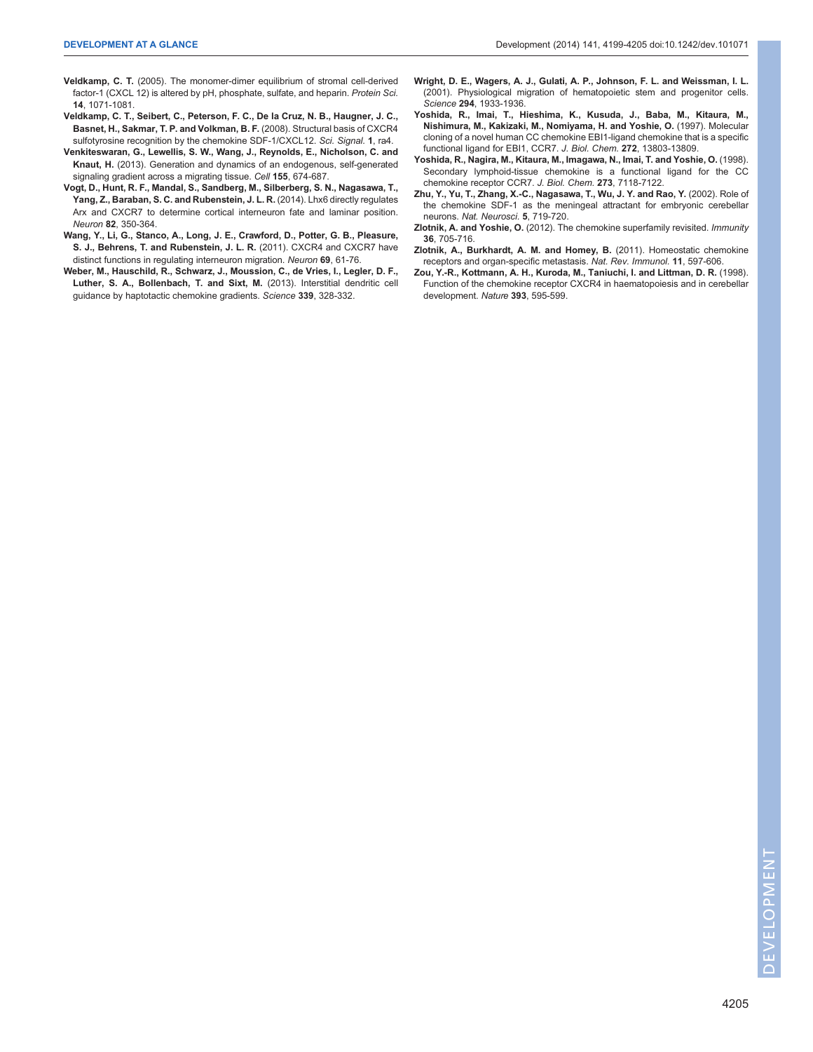**Veldkamp, C. T.** (2005). The monomer-dimer equilibrium of stromal cell-derived factor-1 (CXCL 12) is altered by pH, phosphate, sulfate, and heparin. *Protein Sci.* **14**, 1071-1081.

**Veldkamp, C. T., Seibert, C., Peterson, F. C., De la Cruz, N. B., Haugner, J. C., Basnet, H., Sakmar, T. P. and Volkman, B. F.** (2008). Structural basis of CXCR4 sulfotyrosine recognition by the chemokine SDF-1/CXCL12. *Sci. Signal.* **1**, ra4.

**Venkiteswaran, G., Lewellis, S. W., Wang, J., Reynolds, E., Nicholson, C. and Knaut, H.** (2013). Generation and dynamics of an endogenous, self-generated signaling gradient across a migrating tissue. *Cell* **155**, 674-687.

**Vogt, D., Hunt, R. F., Mandal, S., Sandberg, M., Silberberg, S. N., Nagasawa, T., Yang, Z., Baraban, S. C. and Rubenstein, J. L. R.** (2014). Lhx6 directly regulates Arx and CXCR7 to determine cortical interneuron fate and laminar position. *Neuron* **82**, 350-364.

**Wang, Y., Li, G., Stanco, A., Long, J. E., Crawford, D., Potter, G. B., Pleasure, S. J., Behrens, T. and Rubenstein, J. L. R.** (2011). CXCR4 and CXCR7 have distinct functions in regulating interneuron migration. *Neuron* **69**, 61-76.

**Weber, M., Hauschild, R., Schwarz, J., Moussion, C., de Vries, I., Legler, D. F., Luther, S. A., Bollenbach, T. and Sixt, M.** (2013). Interstitial dendritic cell guidance by haptotactic chemokine gradients. *Science* **339**, 328-332.

**Wright, D. E., Wagers, A. J., Gulati, A. P., Johnson, F. L. and Weissman, I. L.** (2001). Physiological migration of hematopoietic stem and progenitor cells. *Science* **294**, 1933-1936.

**Yoshida, R., Imai, T., Hieshima, K., Kusuda, J., Baba, M., Kitaura, M., Nishimura, M., Kakizaki, M., Nomiyama, H. and Yoshie, O.** (1997). Molecular cloning of a novel human CC chemokine EBI1-ligand chemokine that is a specific functional ligand for EBI1, CCR7. *J. Biol. Chem.* **272**, 13803-13809.

**Yoshida, R., Nagira, M., Kitaura, M., Imagawa, N., Imai, T. and Yoshie, O.** (1998). Secondary lymphoid-tissue chemokine is a functional ligand for the CC chemokine receptor CCR7. *J. Biol. Chem.* **273**, 7118-7122.

**Zhu, Y., Yu, T., Zhang, X.-C., Nagasawa, T., Wu, J. Y. and Rao, Y.** (2002). Role of the chemokine SDF-1 as the meningeal attractant for embryonic cerebellar neurons. *Nat. Neurosci.* **5**, 719-720.

**Zlotnik, A. and Yoshie, O.** (2012). The chemokine superfamily revisited. *Immunity* **36**, 705-716.

**Zlotnik, A., Burkhardt, A. M. and Homey, B.** (2011). Homeostatic chemokine receptors and organ-specific metastasis. *Nat. Rev. Immunol.* **11**, 597-606.

**Zou, Y.-R., Kottmann, A. H., Kuroda, M., Taniuchi, I. and Littman, D. R.** (1998). Function of the chemokine receptor CXCR4 in haematopoiesis and in cerebellar development. *Nature* **393**, 595-599.